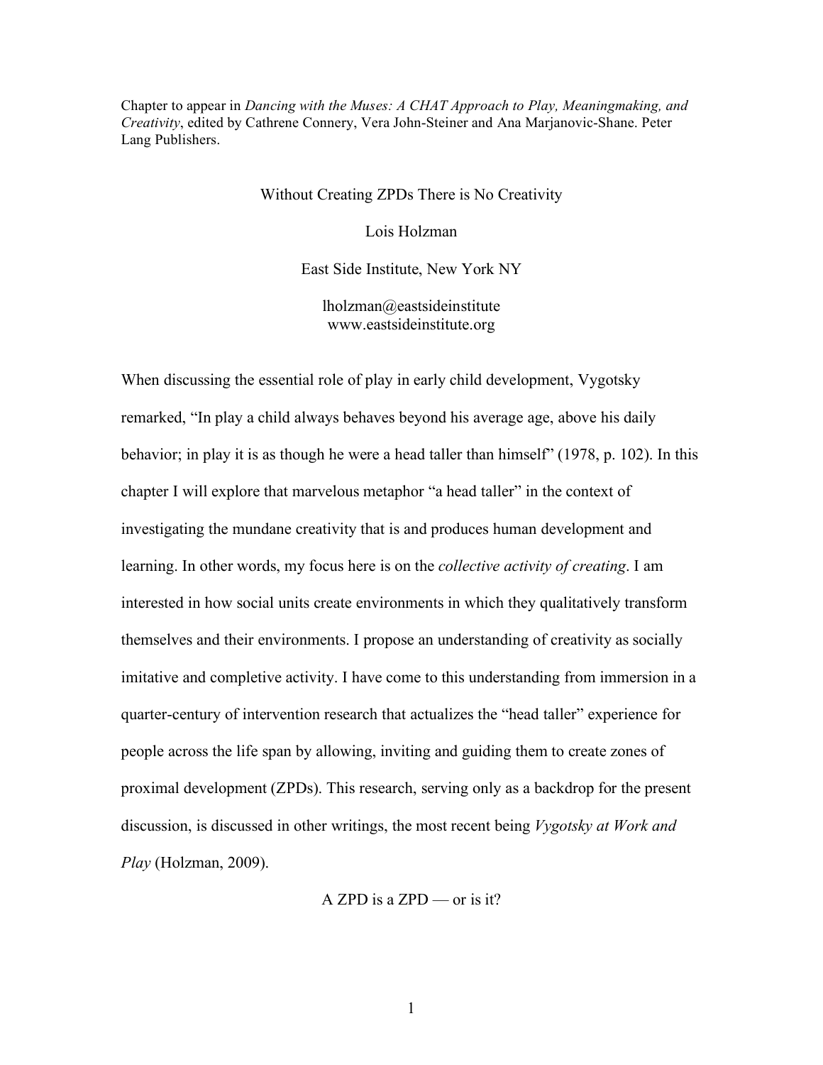Chapter to appear in *Dancing with the Muses: A CHAT Approach to Play, Meaningmaking, and Creativity*, edited by Cathrene Connery, Vera John-Steiner and Ana Marjanovic-Shane. Peter Lang Publishers.

# Without Creating ZPDs There is No Creativity

Lois Holzman

East Side Institute, New York NY

lholzman@eastsideinstitute
www.eastsideinstitute.org

When discussing the essential role of play in early child development, Vygotsky remarked, "In play a child always behaves beyond his average age, above his daily behavior; in play it is as though he were a head taller than himself" (1978, p. 102). In this chapter I will explore that marvelous metaphor "a head taller" in the context of investigating the mundane creativity that is and produces human development and learning. In other words, my focus here is on the *collective activity of creating*. I am interested in how social units create environments in which they qualitatively transform themselves and their environments. I propose an understanding of creativity as socially imitative and completive activity. I have come to this understanding from immersion in a quarter-century of intervention research that actualizes the "head taller" experience for people across the life span by allowing, inviting and guiding them to create zones of proximal development (ZPDs). This research, serving only as a backdrop for the present discussion, is discussed in other writings, the most recent being *Vygotsky at Work and Play* (Holzman, 2009).

## A ZPD is a ZPD — or is it?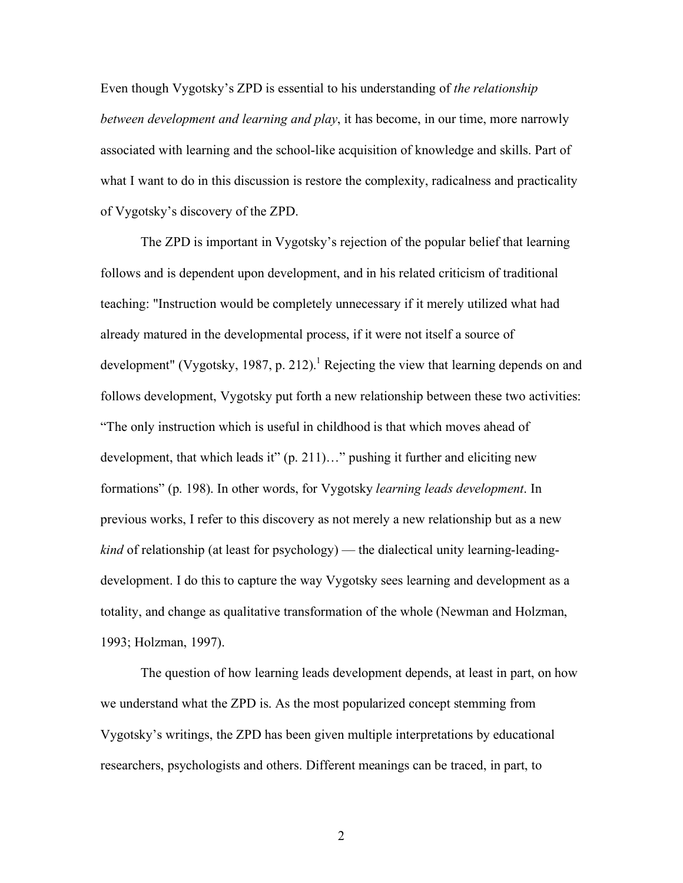Even though Vygotsky's ZPD is essential to his understanding of *the relationship between development and learning and play*, it has become, in our time, more narrowly associated with learning and the school-like acquisition of knowledge and skills. Part of what I want to do in this discussion is restore the complexity, radicalness and practicality of Vygotsky's discovery of the ZPD.

The ZPD is important in Vygotsky's rejection of the popular belief that learning follows and is dependent upon development, and in his related criticism of traditional teaching: "Instruction would be completely unnecessary if it merely utilized what had already matured in the developmental process, if it were not itself a source of development" (Vygotsky, 1987, p. 212).[1] Rejecting the view that learning depends on and follows development, Vygotsky put forth a new relationship between these two activities: "The only instruction which is useful in childhood is that which moves ahead of development, that which leads it" (p. 211)…" pushing it further and eliciting new formations" (p. 198). In other words, for Vygotsky *learning leads development*. In previous works, I refer to this discovery as not merely a new relationship but as a new *kind* of relationship (at least for psychology) — the dialectical unity learning-leading-development. I do this to capture the way Vygotsky sees learning and development as a totality, and change as qualitative transformation of the whole (Newman and Holzman, 1993; Holzman, 1997).

The question of how learning leads development depends, at least in part, on how we understand what the ZPD is. As the most popularized concept stemming from Vygotsky's writings, the ZPD has been given multiple interpretations by educational researchers, psychologists and others. Different meanings can be traced, in part, to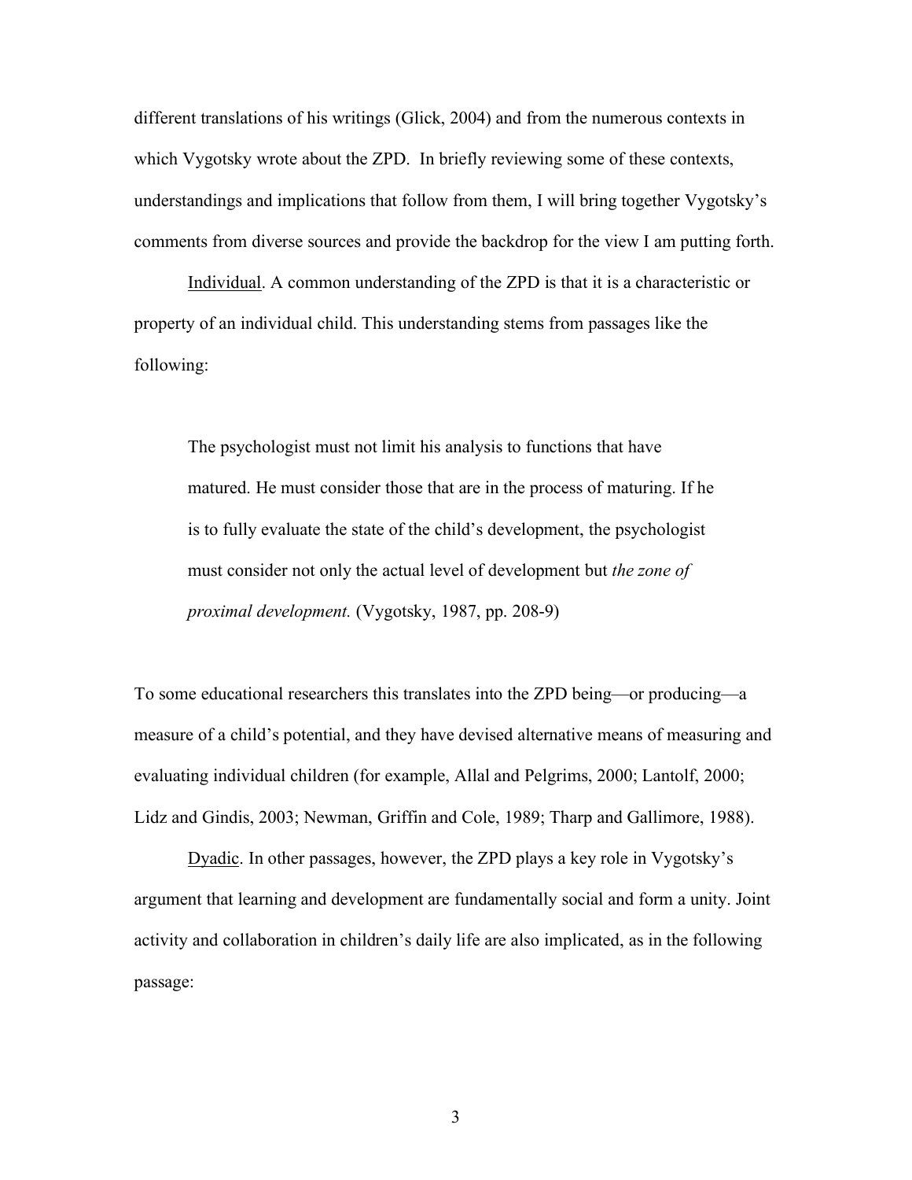different translations of his writings (Glick, 2004) and from the numerous contexts in which Vygotsky wrote about the ZPD. In briefly reviewing some of these contexts, understandings and implications that follow from them, I will bring together Vygotsky's comments from diverse sources and provide the backdrop for the view I am putting forth.

<u>Individual</u>. A common understanding of the ZPD is that it is a characteristic or property of an individual child. This understanding stems from passages like the following:

> The psychologist must not limit his analysis to functions that have matured. He must consider those that are in the process of maturing. If he is to fully evaluate the state of the child's development, the psychologist must consider not only the actual level of development but *the zone of proximal development.* (Vygotsky, 1987, pp. 208-9)

To some educational researchers this translates into the ZPD being—or producing—a measure of a child's potential, and they have devised alternative means of measuring and evaluating individual children (for example, Allal and Pelgrims, 2000; Lantolf, 2000; Lidz and Gindis, 2003; Newman, Griffin and Cole, 1989; Tharp and Gallimore, 1988).

<u>Dyadic</u>. In other passages, however, the ZPD plays a key role in Vygotsky's argument that learning and development are fundamentally social and form a unity. Joint activity and collaboration in children's daily life are also implicated, as in the following passage: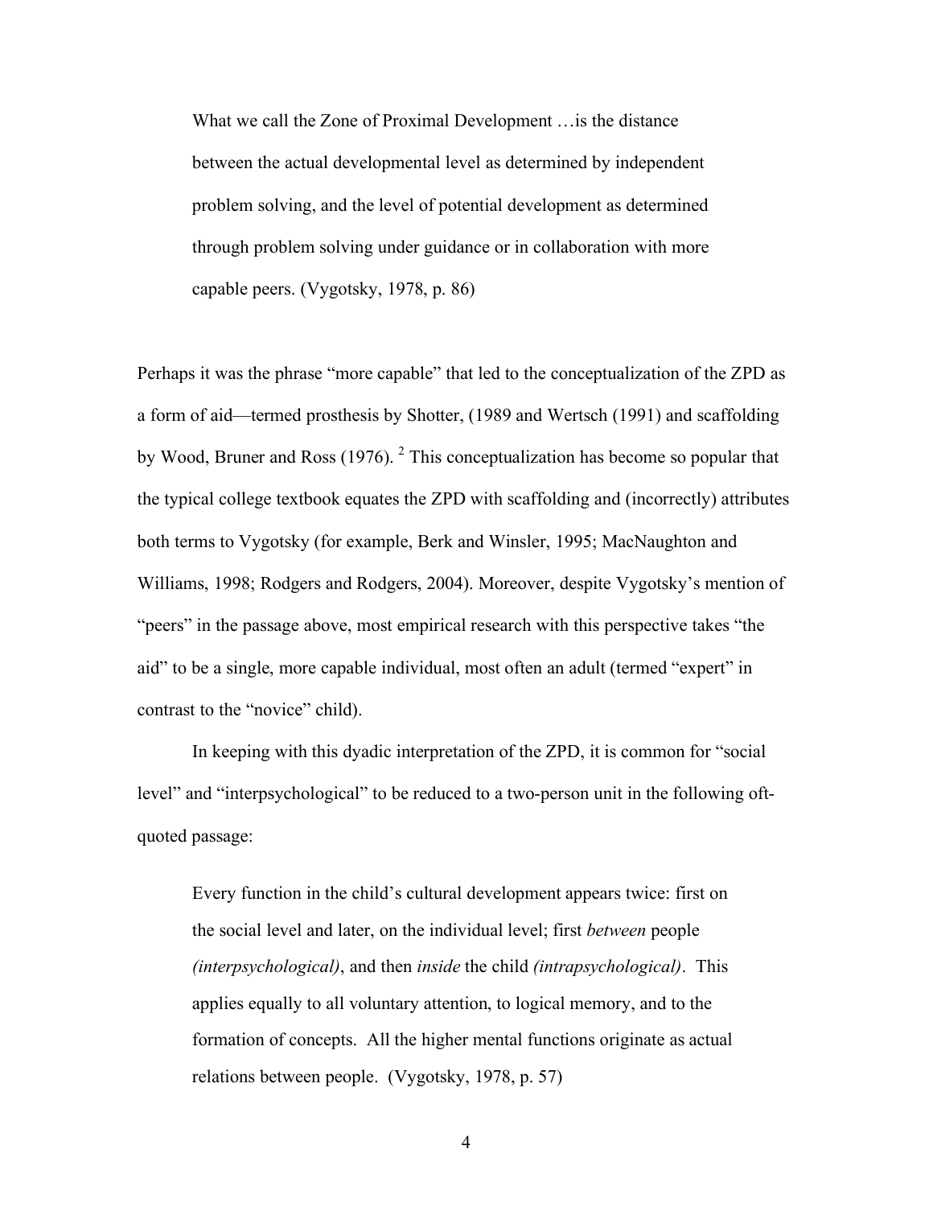> What we call the Zone of Proximal Development …is the distance between the actual developmental level as determined by independent problem solving, and the level of potential development as determined through problem solving under guidance or in collaboration with more capable peers. (Vygotsky, 1978, p. 86)

Perhaps it was the phrase "more capable" that led to the conceptualization of the ZPD as a form of aid—termed prosthesis by Shotter, (1989 and Wertsch (1991) and scaffolding by Wood, Bruner and Ross (1976). [2] This conceptualization has become so popular that the typical college textbook equates the ZPD with scaffolding and (incorrectly) attributes both terms to Vygotsky (for example, Berk and Winsler, 1995; MacNaughton and Williams, 1998; Rodgers and Rodgers, 2004). Moreover, despite Vygotsky's mention of "peers" in the passage above, most empirical research with this perspective takes "the aid" to be a single, more capable individual, most often an adult (termed "expert" in contrast to the "novice" child).

In keeping with this dyadic interpretation of the ZPD, it is common for "social level" and "interpsychological" to be reduced to a two-person unit in the following oft-quoted passage:

> Every function in the child's cultural development appears twice: first on the social level and later, on the individual level; first *between* people *(interpsychological)*, and then *inside* the child *(intrapsychological)*. This applies equally to all voluntary attention, to logical memory, and to the formation of concepts. All the higher mental functions originate as actual relations between people. (Vygotsky, 1978, p. 57)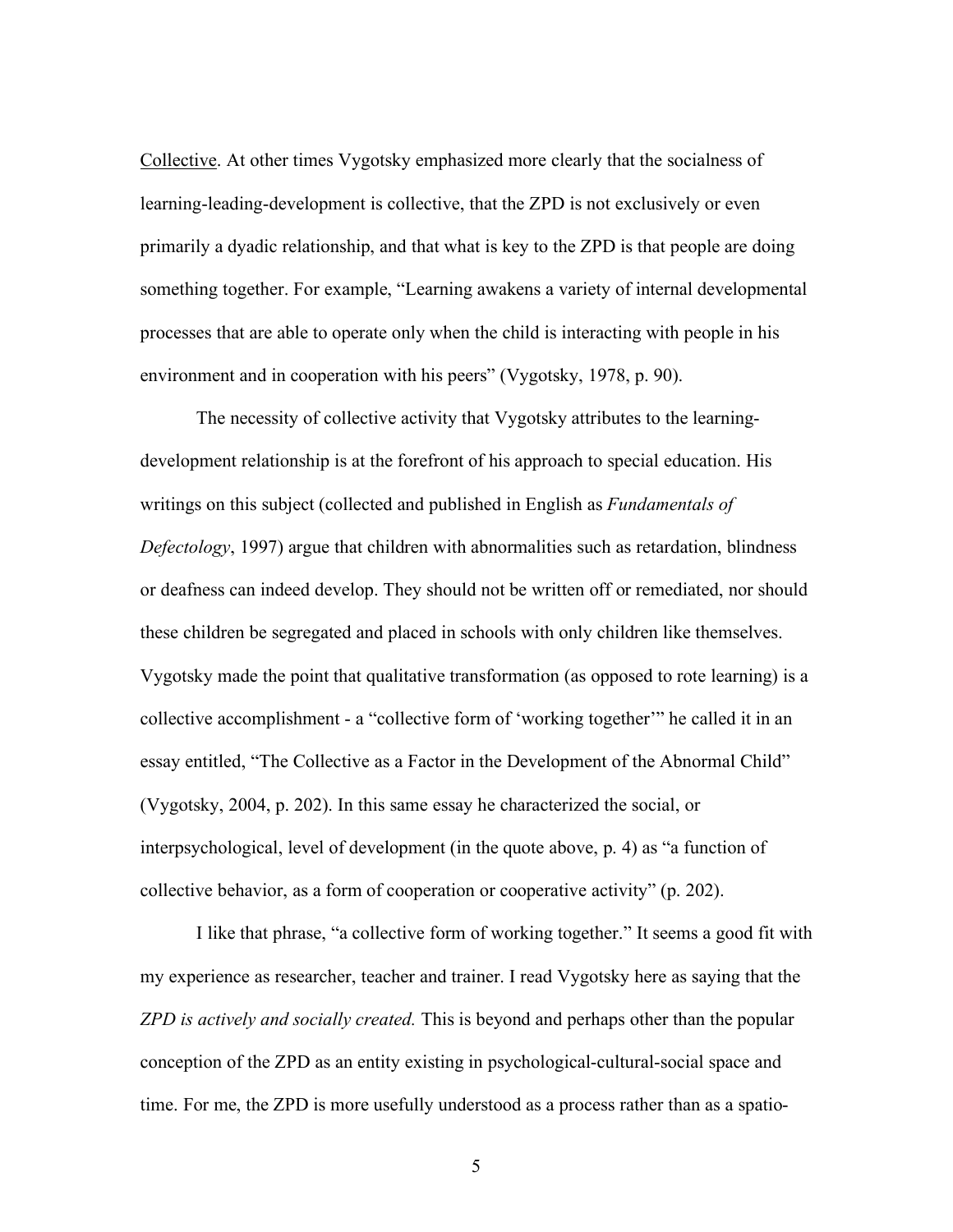Collective. At other times Vygotsky emphasized more clearly that the socialness of learning-leading-development is collective, that the ZPD is not exclusively or even primarily a dyadic relationship, and that what is key to the ZPD is that people are doing something together. For example, "Learning awakens a variety of internal developmental processes that are able to operate only when the child is interacting with people in his environment and in cooperation with his peers" (Vygotsky, 1978, p. 90).

The necessity of collective activity that Vygotsky attributes to the learning-development relationship is at the forefront of his approach to special education. His writings on this subject (collected and published in English as *Fundamentals of Defectology*, 1997) argue that children with abnormalities such as retardation, blindness or deafness can indeed develop. They should not be written off or remediated, nor should these children be segregated and placed in schools with only children like themselves. Vygotsky made the point that qualitative transformation (as opposed to rote learning) is a collective accomplishment - a "collective form of 'working together'" he called it in an essay entitled, "The Collective as a Factor in the Development of the Abnormal Child" (Vygotsky, 2004, p. 202). In this same essay he characterized the social, or interpsychological, level of development (in the quote above, p. 4) as "a function of collective behavior, as a form of cooperation or cooperative activity" (p. 202).

I like that phrase, "a collective form of working together." It seems a good fit with my experience as researcher, teacher and trainer. I read Vygotsky here as saying that the *ZPD is actively and socially created.* This is beyond and perhaps other than the popular conception of the ZPD as an entity existing in psychological-cultural-social space and time. For me, the ZPD is more usefully understood as a process rather than as a spatio-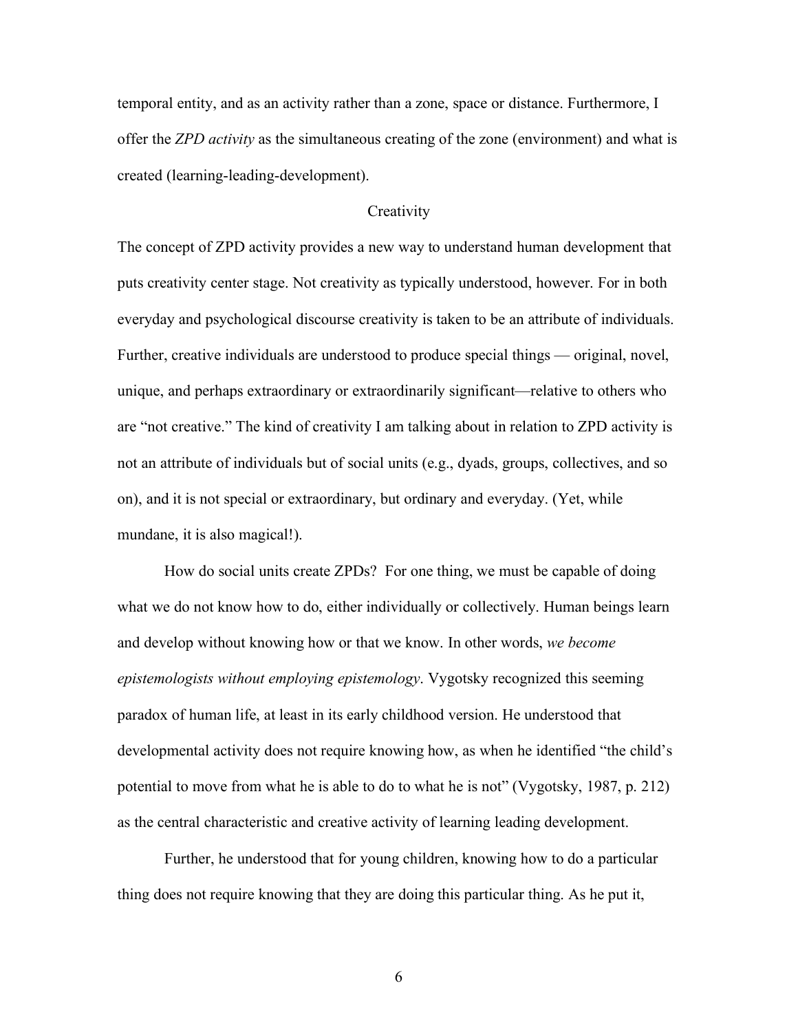temporal entity, and as an activity rather than a zone, space or distance. Furthermore, I offer the *ZPD activity* as the simultaneous creating of the zone (environment) and what is created (learning-leading-development).

## Creativity

The concept of ZPD activity provides a new way to understand human development that puts creativity center stage. Not creativity as typically understood, however. For in both everyday and psychological discourse creativity is taken to be an attribute of individuals. Further, creative individuals are understood to produce special things — original, novel, unique, and perhaps extraordinary or extraordinarily significant—relative to others who are "not creative." The kind of creativity I am talking about in relation to ZPD activity is not an attribute of individuals but of social units (e.g., dyads, groups, collectives, and so on), and it is not special or extraordinary, but ordinary and everyday. (Yet, while mundane, it is also magical!).

How do social units create ZPDs? For one thing, we must be capable of doing what we do not know how to do, either individually or collectively. Human beings learn and develop without knowing how or that we know. In other words, *we become epistemologists without employing epistemology*. Vygotsky recognized this seeming paradox of human life, at least in its early childhood version. He understood that developmental activity does not require knowing how, as when he identified "the child's potential to move from what he is able to do to what he is not" (Vygotsky, 1987, p. 212) as the central characteristic and creative activity of learning leading development.

Further, he understood that for young children, knowing how to do a particular thing does not require knowing that they are doing this particular thing. As he put it,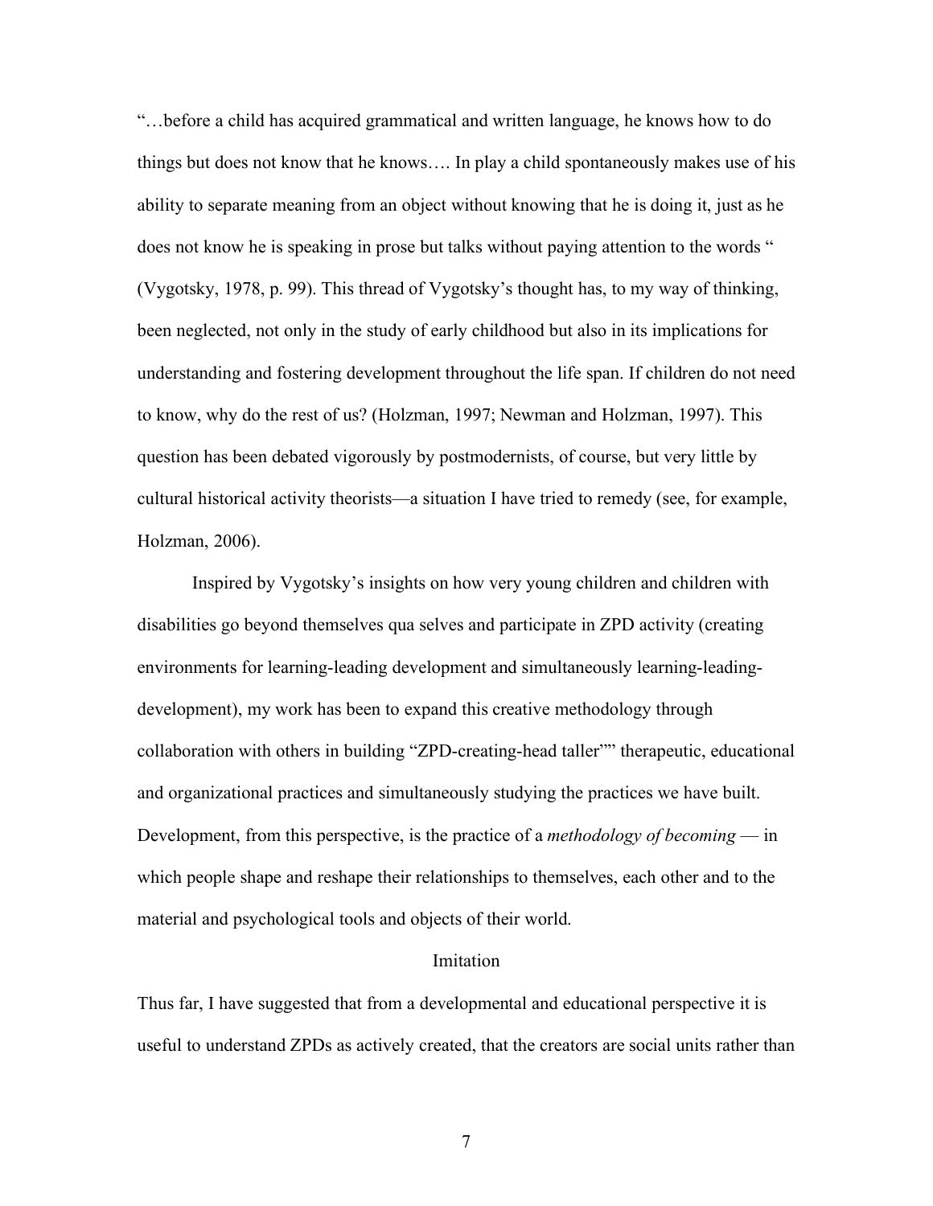"…before a child has acquired grammatical and written language, he knows how to do things but does not know that he knows…. In play a child spontaneously makes use of his ability to separate meaning from an object without knowing that he is doing it, just as he does not know he is speaking in prose but talks without paying attention to the words " (Vygotsky, 1978, p. 99). This thread of Vygotsky's thought has, to my way of thinking, been neglected, not only in the study of early childhood but also in its implications for understanding and fostering development throughout the life span. If children do not need to know, why do the rest of us? (Holzman, 1997; Newman and Holzman, 1997). This question has been debated vigorously by postmodernists, of course, but very little by cultural historical activity theorists—a situation I have tried to remedy (see, for example, Holzman, 2006).

Inspired by Vygotsky's insights on how very young children and children with disabilities go beyond themselves qua selves and participate in ZPD activity (creating environments for learning-leading development and simultaneously learning-leading-development), my work has been to expand this creative methodology through collaboration with others in building "ZPD-creating-head taller"" therapeutic, educational and organizational practices and simultaneously studying the practices we have built. Development, from this perspective, is the practice of a *methodology of becoming* — in which people shape and reshape their relationships to themselves, each other and to the material and psychological tools and objects of their world.

## Imitation

Thus far, I have suggested that from a developmental and educational perspective it is useful to understand ZPDs as actively created, that the creators are social units rather than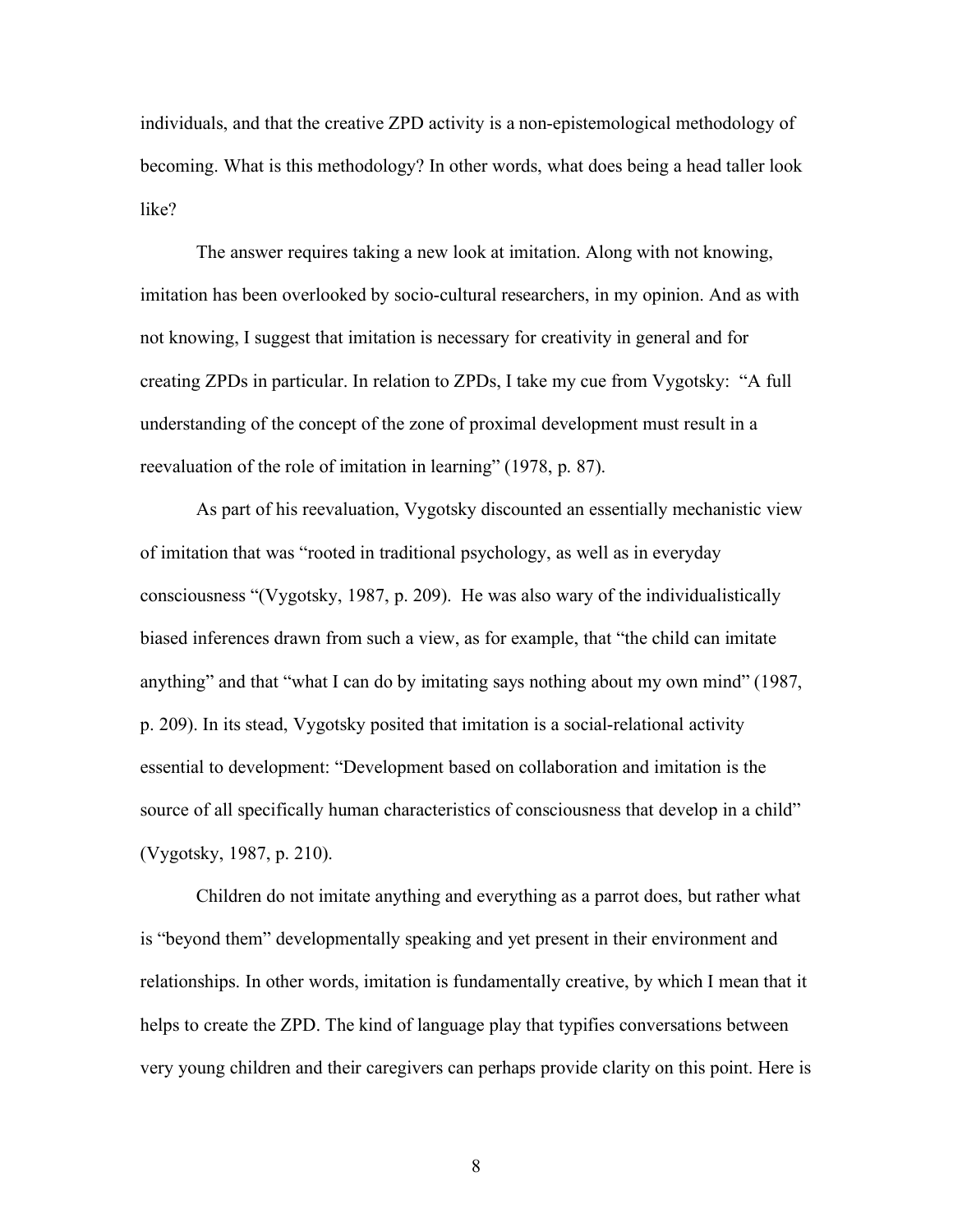individuals, and that the creative ZPD activity is a non-epistemological methodology of becoming. What is this methodology? In other words, what does being a head taller look like?

The answer requires taking a new look at imitation. Along with not knowing, imitation has been overlooked by socio-cultural researchers, in my opinion. And as with not knowing, I suggest that imitation is necessary for creativity in general and for creating ZPDs in particular. In relation to ZPDs, I take my cue from Vygotsky: "A full understanding of the concept of the zone of proximal development must result in a reevaluation of the role of imitation in learning" (1978, p. 87).

As part of his reevaluation, Vygotsky discounted an essentially mechanistic view of imitation that was "rooted in traditional psychology, as well as in everyday consciousness "(Vygotsky, 1987, p. 209). He was also wary of the individualistically biased inferences drawn from such a view, as for example, that "the child can imitate anything" and that "what I can do by imitating says nothing about my own mind" (1987, p. 209). In its stead, Vygotsky posited that imitation is a social-relational activity essential to development: "Development based on collaboration and imitation is the source of all specifically human characteristics of consciousness that develop in a child" (Vygotsky, 1987, p. 210).

Children do not imitate anything and everything as a parrot does, but rather what is "beyond them" developmentally speaking and yet present in their environment and relationships. In other words, imitation is fundamentally creative, by which I mean that it helps to create the ZPD. The kind of language play that typifies conversations between very young children and their caregivers can perhaps provide clarity on this point. Here is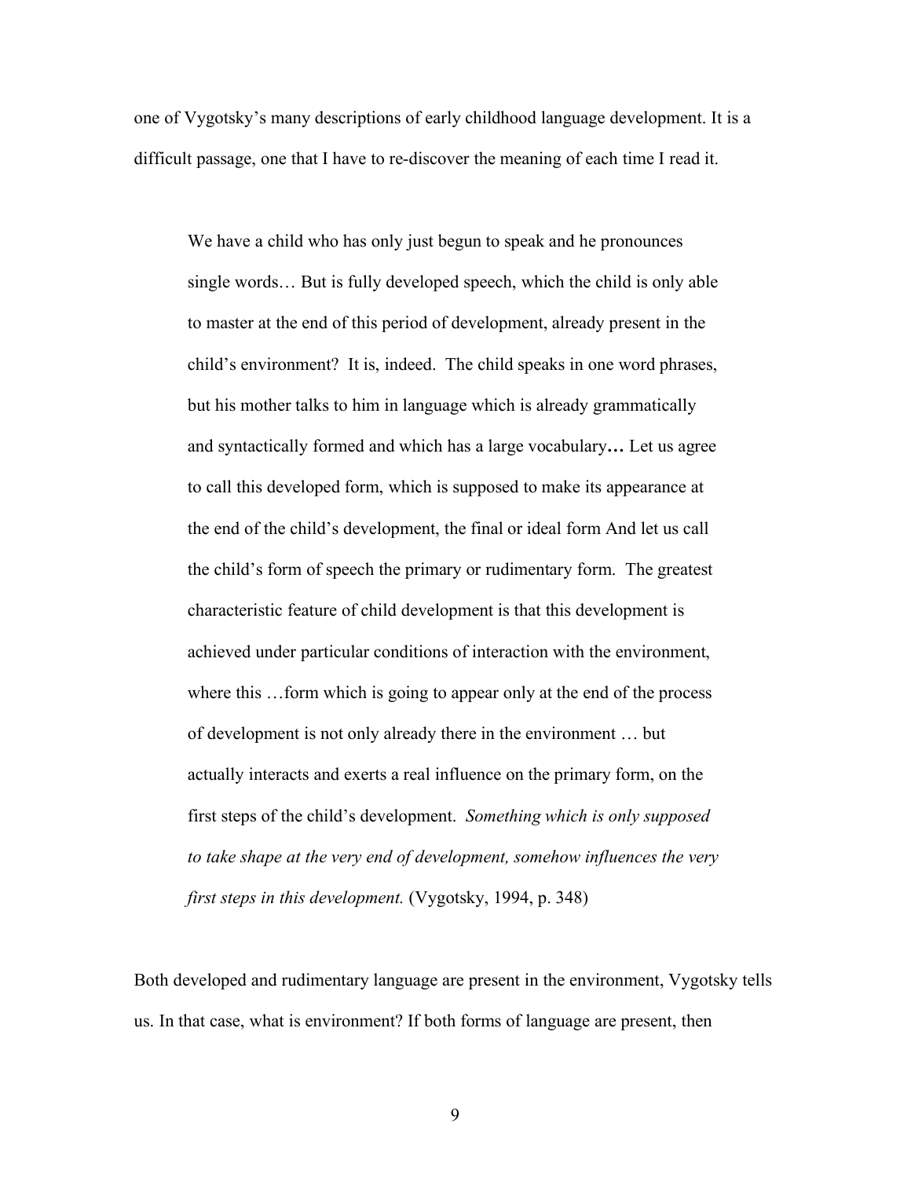one of Vygotsky's many descriptions of early childhood language development. It is a difficult passage, one that I have to re-discover the meaning of each time I read it.

> We have a child who has only just begun to speak and he pronounces single words… But is fully developed speech, which the child is only able to master at the end of this period of development, already present in the child's environment? It is, indeed. The child speaks in one word phrases, but his mother talks to him in language which is already grammatically and syntactically formed and which has a large vocabulary**…** Let us agree to call this developed form, which is supposed to make its appearance at the end of the child's development, the final or ideal form And let us call the child's form of speech the primary or rudimentary form. The greatest characteristic feature of child development is that this development is achieved under particular conditions of interaction with the environment, where this …form which is going to appear only at the end of the process of development is not only already there in the environment … but actually interacts and exerts a real influence on the primary form, on the first steps of the child's development. *Something which is only supposed to take shape at the very end of development, somehow influences the very first steps in this development.* (Vygotsky, 1994, p. 348)

Both developed and rudimentary language are present in the environment, Vygotsky tells us. In that case, what is environment? If both forms of language are present, then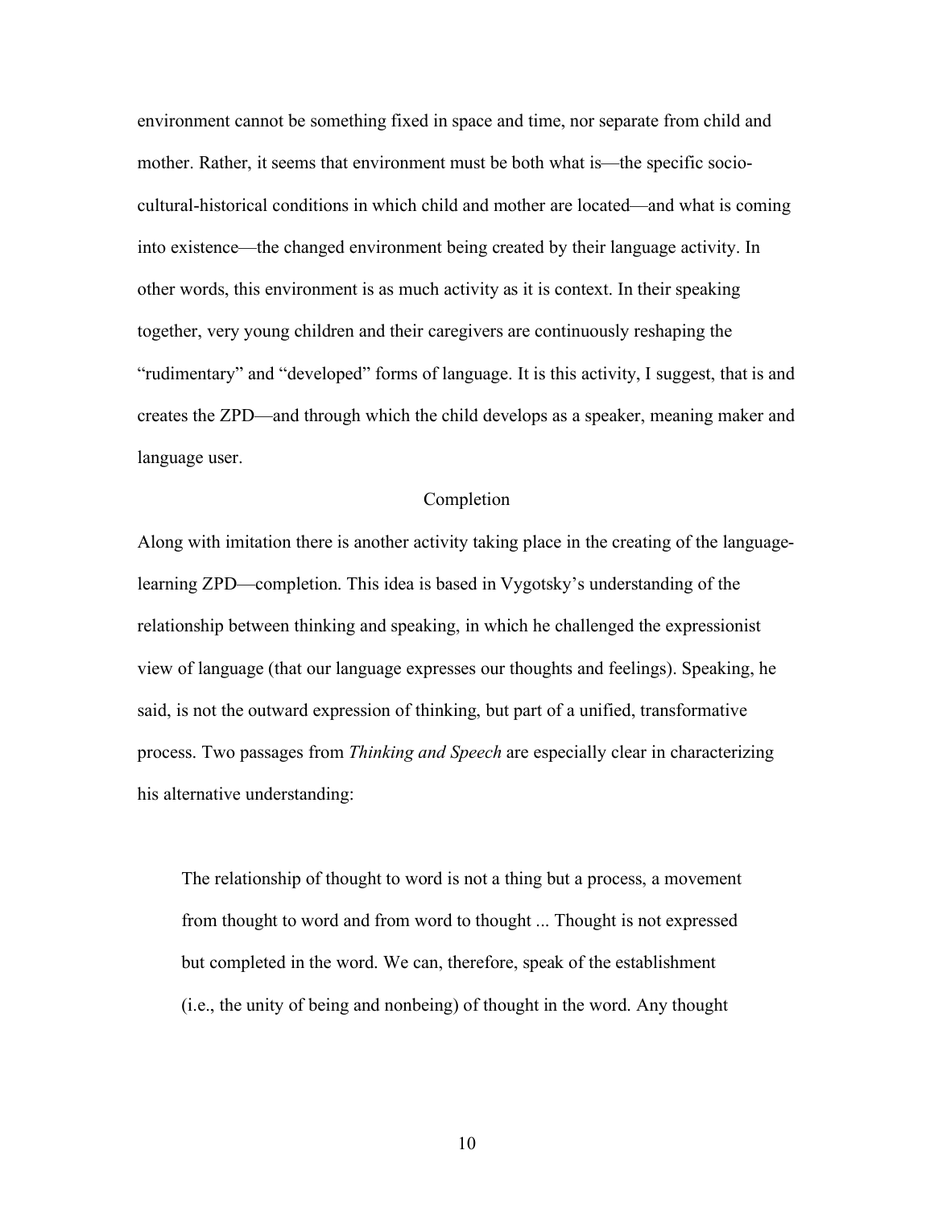environment cannot be something fixed in space and time, nor separate from child and mother. Rather, it seems that environment must be both what is—the specific socio-cultural-historical conditions in which child and mother are located—and what is coming into existence—the changed environment being created by their language activity. In other words, this environment is as much activity as it is context. In their speaking together, very young children and their caregivers are continuously reshaping the "rudimentary" and "developed" forms of language. It is this activity, I suggest, that is and creates the ZPD—and through which the child develops as a speaker, meaning maker and language user.

## Completion

Along with imitation there is another activity taking place in the creating of the language-learning ZPD—completion. This idea is based in Vygotsky's understanding of the relationship between thinking and speaking, in which he challenged the expressionist view of language (that our language expresses our thoughts and feelings). Speaking, he said, is not the outward expression of thinking, but part of a unified, transformative process. Two passages from *Thinking and Speech* are especially clear in characterizing his alternative understanding:

> The relationship of thought to word is not a thing but a process, a movement from thought to word and from word to thought ... Thought is not expressed but completed in the word. We can, therefore, speak of the establishment (i.e., the unity of being and nonbeing) of thought in the word. Any thought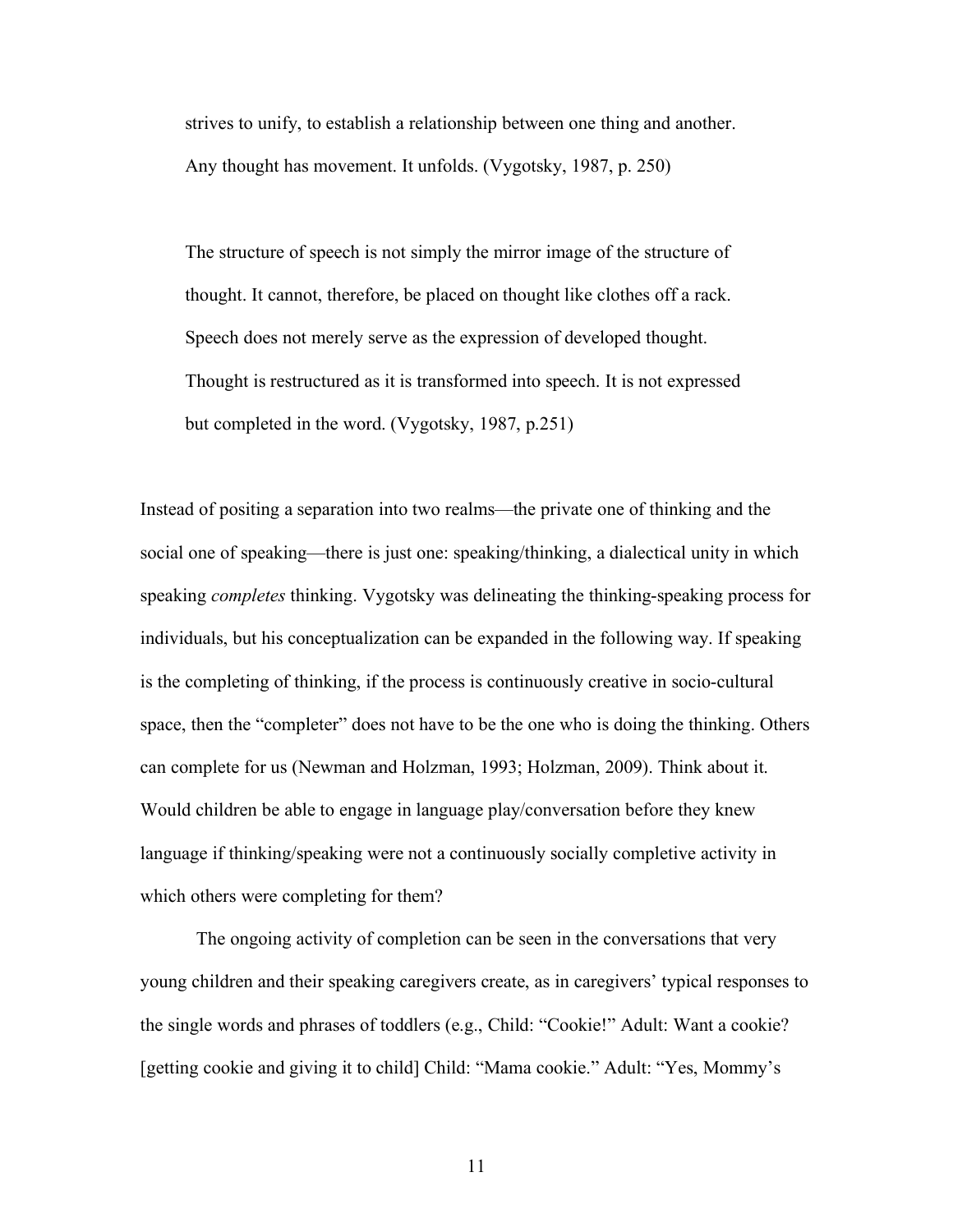> strives to unify, to establish a relationship between one thing and another. Any thought has movement. It unfolds. (Vygotsky, 1987, p. 250)

> The structure of speech is not simply the mirror image of the structure of thought. It cannot, therefore, be placed on thought like clothes off a rack. Speech does not merely serve as the expression of developed thought. Thought is restructured as it is transformed into speech. It is not expressed but completed in the word. (Vygotsky, 1987, p.251)

Instead of positing a separation into two realms—the private one of thinking and the social one of speaking—there is just one: speaking/thinking, a dialectical unity in which speaking *completes* thinking. Vygotsky was delineating the thinking-speaking process for individuals, but his conceptualization can be expanded in the following way. If speaking is the completing of thinking, if the process is continuously creative in socio-cultural space, then the "completer" does not have to be the one who is doing the thinking. Others can complete for us (Newman and Holzman, 1993; Holzman, 2009). Think about it. Would children be able to engage in language play/conversation before they knew language if thinking/speaking were not a continuously socially completive activity in which others were completing for them?

The ongoing activity of completion can be seen in the conversations that very young children and their speaking caregivers create, as in caregivers' typical responses to the single words and phrases of toddlers (e.g., Child: "Cookie!" Adult: Want a cookie? [getting cookie and giving it to child] Child: "Mama cookie." Adult: "Yes, Mommy's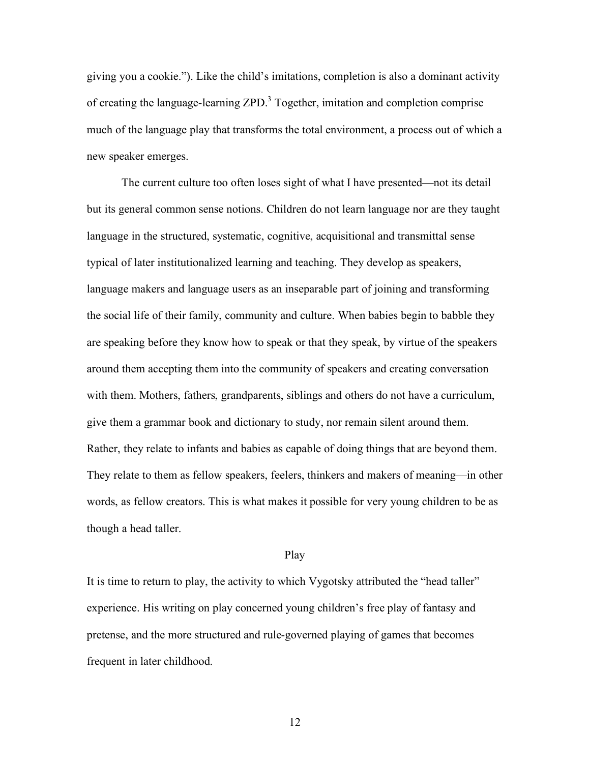giving you a cookie."). Like the child's imitations, completion is also a dominant activity of creating the language-learning ZPD.[3] Together, imitation and completion comprise much of the language play that transforms the total environment, a process out of which a new speaker emerges.

The current culture too often loses sight of what I have presented—not its detail but its general common sense notions. Children do not learn language nor are they taught language in the structured, systematic, cognitive, acquisitional and transmittal sense typical of later institutionalized learning and teaching. They develop as speakers, language makers and language users as an inseparable part of joining and transforming the social life of their family, community and culture. When babies begin to babble they are speaking before they know how to speak or that they speak, by virtue of the speakers around them accepting them into the community of speakers and creating conversation with them. Mothers, fathers, grandparents, siblings and others do not have a curriculum, give them a grammar book and dictionary to study, nor remain silent around them. Rather, they relate to infants and babies as capable of doing things that are beyond them. They relate to them as fellow speakers, feelers, thinkers and makers of meaning—in other words, as fellow creators. This is what makes it possible for very young children to be as though a head taller.

## Play

It is time to return to play, the activity to which Vygotsky attributed the "head taller" experience. His writing on play concerned young children's free play of fantasy and pretense, and the more structured and rule-governed playing of games that becomes frequent in later childhood.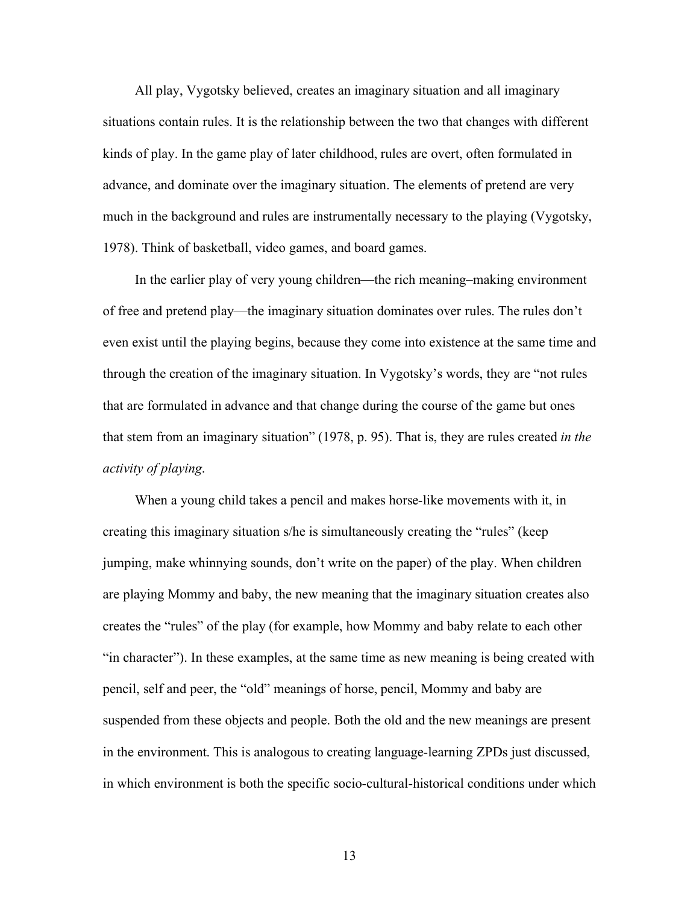All play, Vygotsky believed, creates an imaginary situation and all imaginary situations contain rules. It is the relationship between the two that changes with different kinds of play. In the game play of later childhood, rules are overt, often formulated in advance, and dominate over the imaginary situation. The elements of pretend are very much in the background and rules are instrumentally necessary to the playing (Vygotsky, 1978). Think of basketball, video games, and board games.

In the earlier play of very young children—the rich meaning–making environment of free and pretend play—the imaginary situation dominates over rules. The rules don't even exist until the playing begins, because they come into existence at the same time and through the creation of the imaginary situation. In Vygotsky's words, they are "not rules that are formulated in advance and that change during the course of the game but ones that stem from an imaginary situation" (1978, p. 95). That is, they are rules created *in the activity of playing*.

When a young child takes a pencil and makes horse-like movements with it, in creating this imaginary situation s/he is simultaneously creating the "rules" (keep jumping, make whinnying sounds, don't write on the paper) of the play. When children are playing Mommy and baby, the new meaning that the imaginary situation creates also creates the "rules" of the play (for example, how Mommy and baby relate to each other "in character"). In these examples, at the same time as new meaning is being created with pencil, self and peer, the "old" meanings of horse, pencil, Mommy and baby are suspended from these objects and people. Both the old and the new meanings are present in the environment. This is analogous to creating language-learning ZPDs just discussed, in which environment is both the specific socio-cultural-historical conditions under which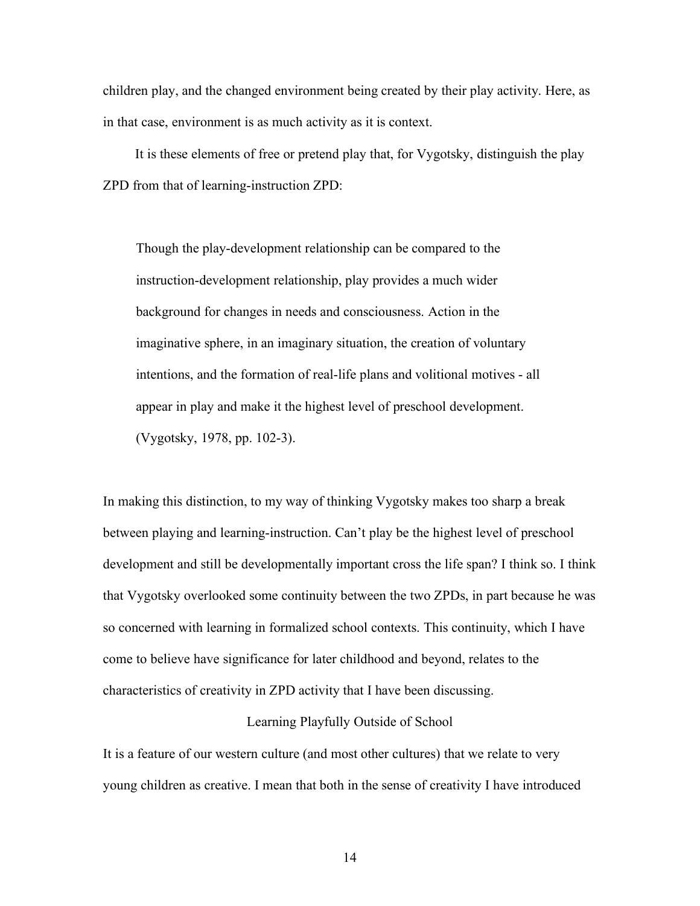children play, and the changed environment being created by their play activity. Here, as in that case, environment is as much activity as it is context.

It is these elements of free or pretend play that, for Vygotsky, distinguish the play ZPD from that of learning-instruction ZPD:

> Though the play-development relationship can be compared to the instruction-development relationship, play provides a much wider background for changes in needs and consciousness. Action in the imaginative sphere, in an imaginary situation, the creation of voluntary intentions, and the formation of real-life plans and volitional motives - all appear in play and make it the highest level of preschool development. (Vygotsky, 1978, pp. 102-3).

In making this distinction, to my way of thinking Vygotsky makes too sharp a break between playing and learning-instruction. Can't play be the highest level of preschool development and still be developmentally important cross the life span? I think so. I think that Vygotsky overlooked some continuity between the two ZPDs, in part because he was so concerned with learning in formalized school contexts. This continuity, which I have come to believe have significance for later childhood and beyond, relates to the characteristics of creativity in ZPD activity that I have been discussing.

## Learning Playfully Outside of School

It is a feature of our western culture (and most other cultures) that we relate to very young children as creative. I mean that both in the sense of creativity I have introduced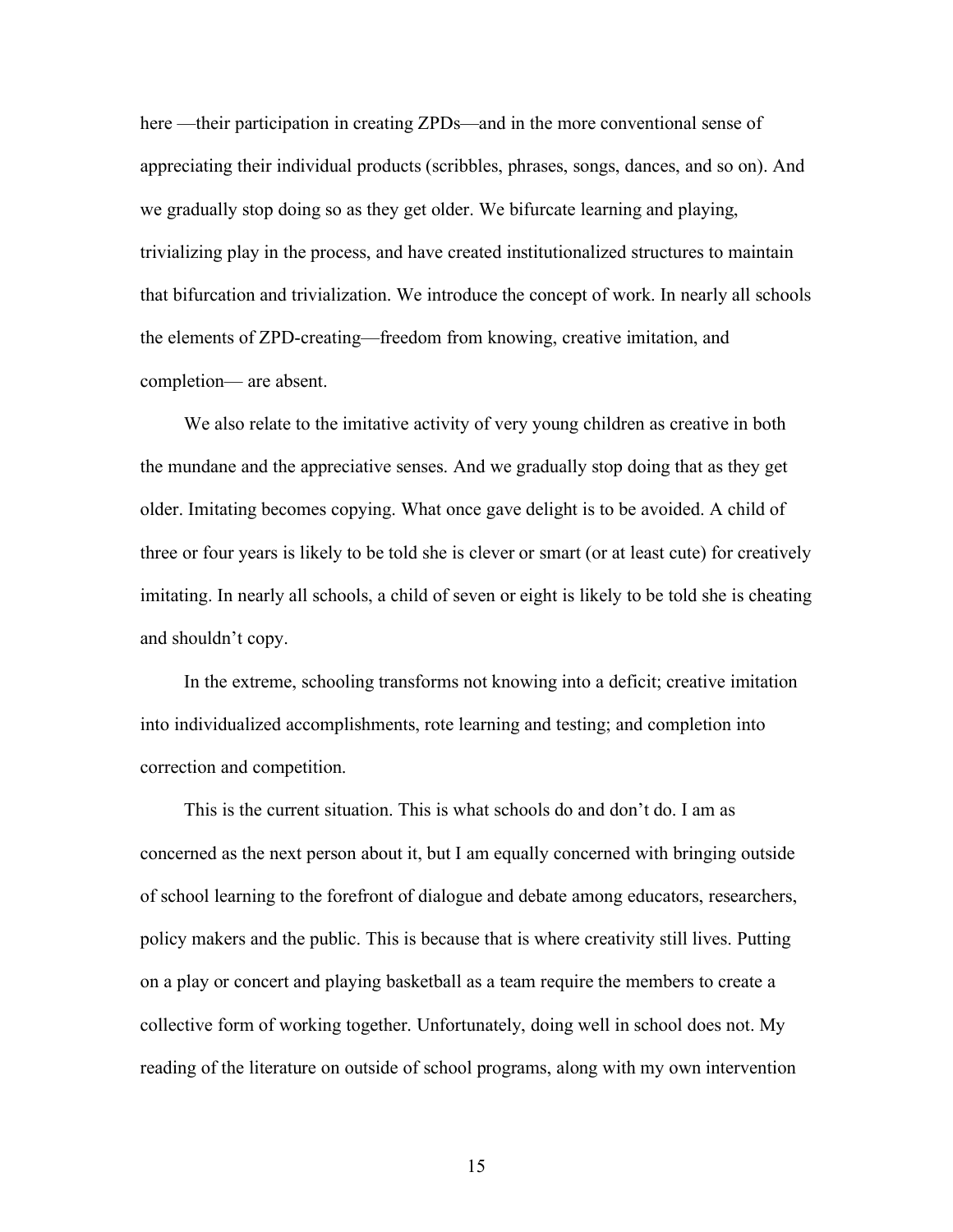here —their participation in creating ZPDs—and in the more conventional sense of appreciating their individual products (scribbles, phrases, songs, dances, and so on). And we gradually stop doing so as they get older. We bifurcate learning and playing, trivializing play in the process, and have created institutionalized structures to maintain that bifurcation and trivialization. We introduce the concept of work. In nearly all schools the elements of ZPD-creating—freedom from knowing, creative imitation, and completion— are absent.

We also relate to the imitative activity of very young children as creative in both the mundane and the appreciative senses. And we gradually stop doing that as they get older. Imitating becomes copying. What once gave delight is to be avoided. A child of three or four years is likely to be told she is clever or smart (or at least cute) for creatively imitating. In nearly all schools, a child of seven or eight is likely to be told she is cheating and shouldn't copy.

In the extreme, schooling transforms not knowing into a deficit; creative imitation into individualized accomplishments, rote learning and testing; and completion into correction and competition.

This is the current situation. This is what schools do and don't do. I am as concerned as the next person about it, but I am equally concerned with bringing outside of school learning to the forefront of dialogue and debate among educators, researchers, policy makers and the public. This is because that is where creativity still lives. Putting on a play or concert and playing basketball as a team require the members to create a collective form of working together. Unfortunately, doing well in school does not. My reading of the literature on outside of school programs, along with my own intervention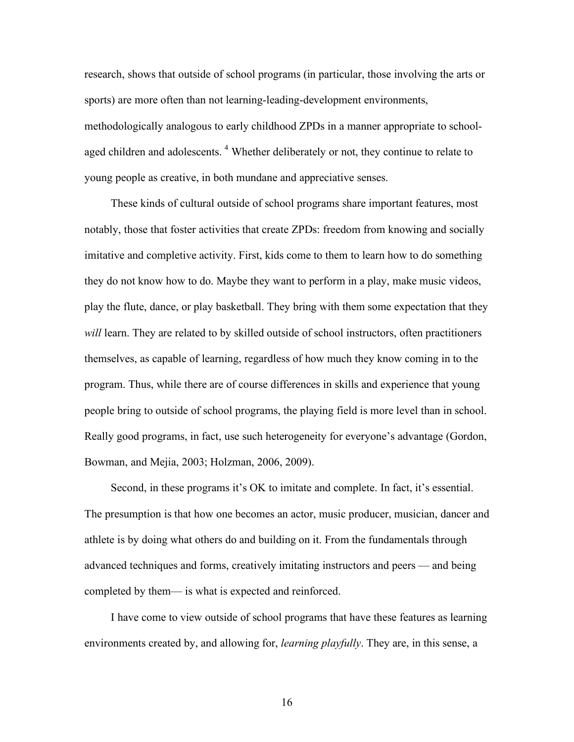research, shows that outside of school programs (in particular, those involving the arts or sports) are more often than not learning-leading-development environments, methodologically analogous to early childhood ZPDs in a manner appropriate to school-aged children and adolescents. [4] Whether deliberately or not, they continue to relate to young people as creative, in both mundane and appreciative senses.

These kinds of cultural outside of school programs share important features, most notably, those that foster activities that create ZPDs: freedom from knowing and socially imitative and completive activity. First, kids come to them to learn how to do something they do not know how to do. Maybe they want to perform in a play, make music videos, play the flute, dance, or play basketball. They bring with them some expectation that they *will* learn. They are related to by skilled outside of school instructors, often practitioners themselves, as capable of learning, regardless of how much they know coming in to the program. Thus, while there are of course differences in skills and experience that young people bring to outside of school programs, the playing field is more level than in school. Really good programs, in fact, use such heterogeneity for everyone's advantage (Gordon, Bowman, and Mejia, 2003; Holzman, 2006, 2009).

Second, in these programs it's OK to imitate and complete. In fact, it's essential. The presumption is that how one becomes an actor, music producer, musician, dancer and athlete is by doing what others do and building on it. From the fundamentals through advanced techniques and forms, creatively imitating instructors and peers — and being completed by them— is what is expected and reinforced.

I have come to view outside of school programs that have these features as learning environments created by, and allowing for, *learning playfully*. They are, in this sense, a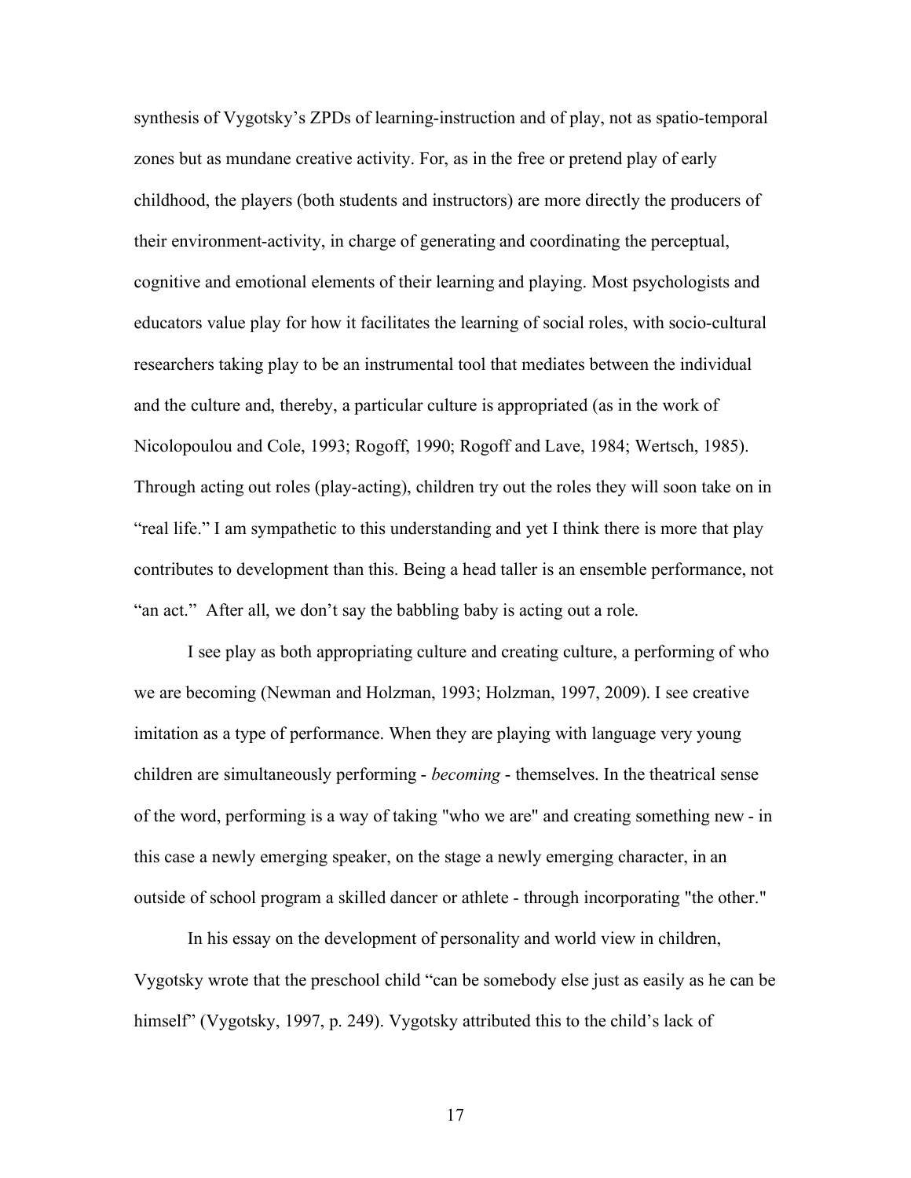synthesis of Vygotsky's ZPDs of learning-instruction and of play, not as spatio-temporal zones but as mundane creative activity. For, as in the free or pretend play of early childhood, the players (both students and instructors) are more directly the producers of their environment-activity, in charge of generating and coordinating the perceptual, cognitive and emotional elements of their learning and playing. Most psychologists and educators value play for how it facilitates the learning of social roles, with socio-cultural researchers taking play to be an instrumental tool that mediates between the individual and the culture and, thereby, a particular culture is appropriated (as in the work of Nicolopoulou and Cole, 1993; Rogoff, 1990; Rogoff and Lave, 1984; Wertsch, 1985). Through acting out roles (play-acting), children try out the roles they will soon take on in "real life." I am sympathetic to this understanding and yet I think there is more that play contributes to development than this. Being a head taller is an ensemble performance, not "an act." After all, we don't say the babbling baby is acting out a role.

I see play as both appropriating culture and creating culture, a performing of who we are becoming (Newman and Holzman, 1993; Holzman, 1997, 2009). I see creative imitation as a type of performance. When they are playing with language very young children are simultaneously performing - *becoming* - themselves. In the theatrical sense of the word, performing is a way of taking "who we are" and creating something new - in this case a newly emerging speaker, on the stage a newly emerging character, in an outside of school program a skilled dancer or athlete - through incorporating "the other."

In his essay on the development of personality and world view in children, Vygotsky wrote that the preschool child "can be somebody else just as easily as he can be himself" (Vygotsky, 1997, p. 249). Vygotsky attributed this to the child's lack of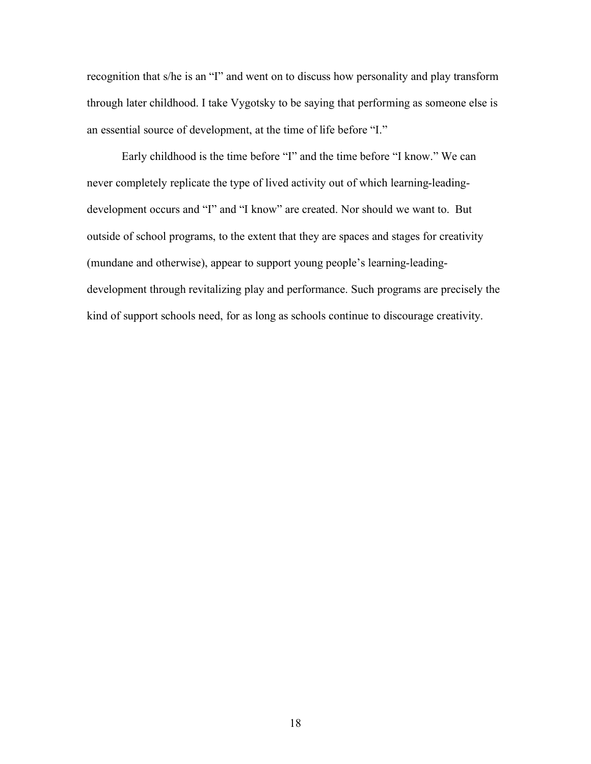recognition that s/he is an "I" and went on to discuss how personality and play transform through later childhood. I take Vygotsky to be saying that performing as someone else is an essential source of development, at the time of life before "I."

Early childhood is the time before "I" and the time before "I know." We can never completely replicate the type of lived activity out of which learning-leading-development occurs and "I" and "I know" are created. Nor should we want to. But outside of school programs, to the extent that they are spaces and stages for creativity (mundane and otherwise), appear to support young people's learning-leading-development through revitalizing play and performance. Such programs are precisely the kind of support schools need, for as long as schools continue to discourage creativity.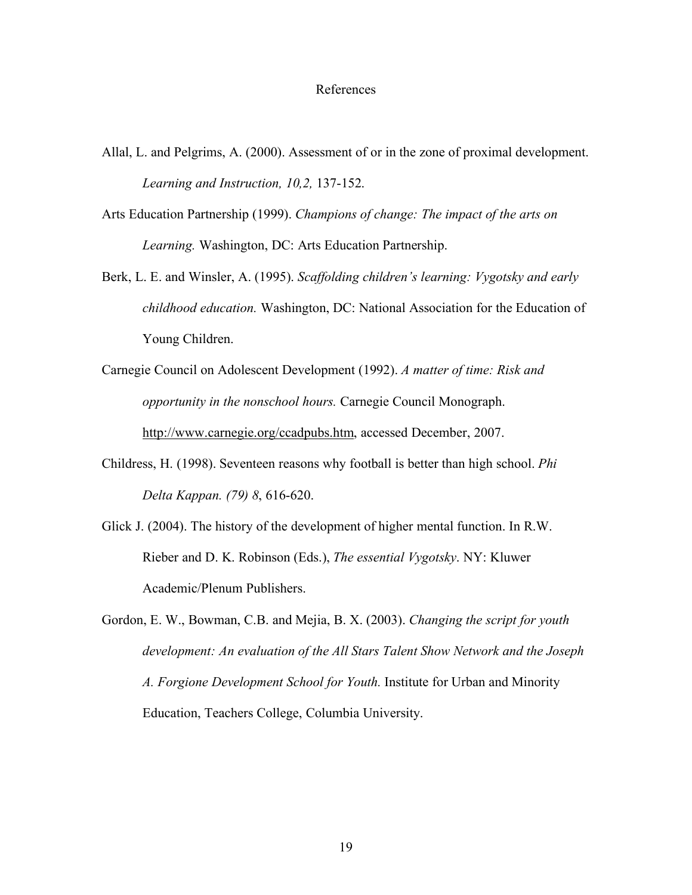# References

Allal, L. and Pelgrims, A. (2000). Assessment of or in the zone of proximal development. *Learning and Instruction, 10,2,* 137-152.

Arts Education Partnership (1999). *Champions of change: The impact of the arts on Learning.* Washington, DC: Arts Education Partnership.

Berk, L. E. and Winsler, A. (1995). *Scaffolding children's learning: Vygotsky and early childhood education.* Washington, DC: National Association for the Education of Young Children.

Carnegie Council on Adolescent Development (1992). *A matter of time: Risk and opportunity in the nonschool hours.* Carnegie Council Monograph. http://www.carnegie.org/ccadpubs.htm, accessed December, 2007.

Childress, H. (1998). Seventeen reasons why football is better than high school. *Phi Delta Kappan. (79) 8*, 616-620.

Glick J. (2004). The history of the development of higher mental function. In R.W. Rieber and D. K. Robinson (Eds.), *The essential Vygotsky*. NY: Kluwer Academic/Plenum Publishers.

Gordon, E. W., Bowman, C.B. and Mejia, B. X. (2003). *Changing the script for youth development: An evaluation of the All Stars Talent Show Network and the Joseph A. Forgione Development School for Youth.* Institute for Urban and Minority Education, Teachers College, Columbia University.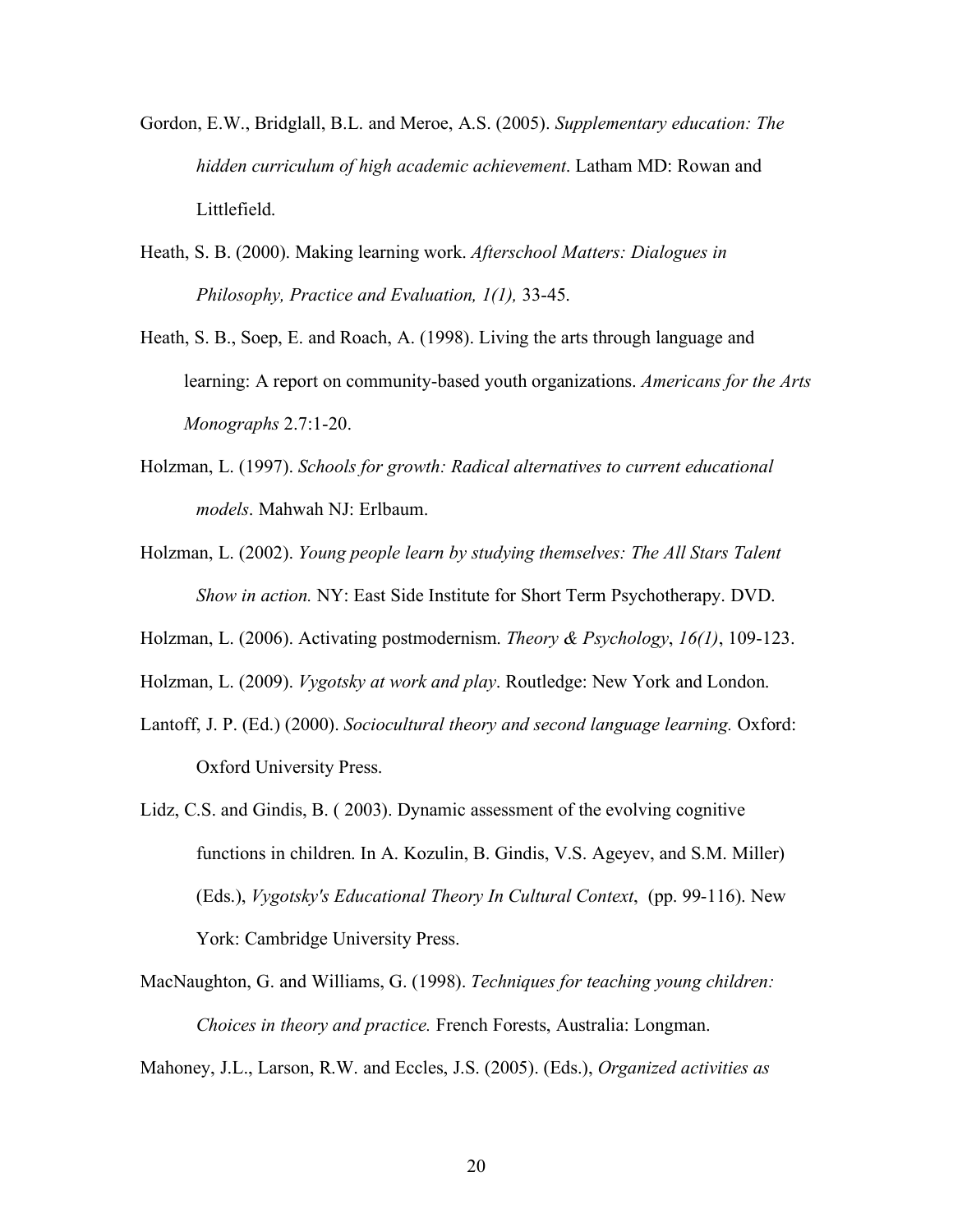Gordon, E.W., Bridglall, B.L. and Meroe, A.S. (2005). *Supplementary education: The hidden curriculum of high academic achievement*. Latham MD: Rowan and Littlefield.

Heath, S. B. (2000). Making learning work. *Afterschool Matters: Dialogues in Philosophy, Practice and Evaluation, 1(1),* 33-45.

Heath, S. B., Soep, E. and Roach, A. (1998). Living the arts through language and learning: A report on community-based youth organizations. *Americans for the Arts Monographs* 2.7:1-20.

Holzman, L. (1997). *Schools for growth: Radical alternatives to current educational models*. Mahwah NJ: Erlbaum.

Holzman, L. (2002). *Young people learn by studying themselves: The All Stars Talent Show in action.* NY: East Side Institute for Short Term Psychotherapy. DVD.

Holzman, L. (2006). Activating postmodernism. *Theory & Psychology*, *16(1)*, 109-123.

Holzman, L. (2009). *Vygotsky at work and play*. Routledge: New York and London.

Lantoff, J. P. (Ed.) (2000). *Sociocultural theory and second language learning.* Oxford: Oxford University Press.

Lidz, C.S. and Gindis, B. ( 2003). Dynamic assessment of the evolving cognitive functions in children. In A. Kozulin, B. Gindis, V.S. Ageyev, and S.M. Miller) (Eds.), *Vygotsky's Educational Theory In Cultural Context*, (pp. 99-116). New York: Cambridge University Press.

MacNaughton, G. and Williams, G. (1998). *Techniques for teaching young children: Choices in theory and practice.* French Forests, Australia: Longman.

Mahoney, J.L., Larson, R.W. and Eccles, J.S. (2005). (Eds.), *Organized activities as*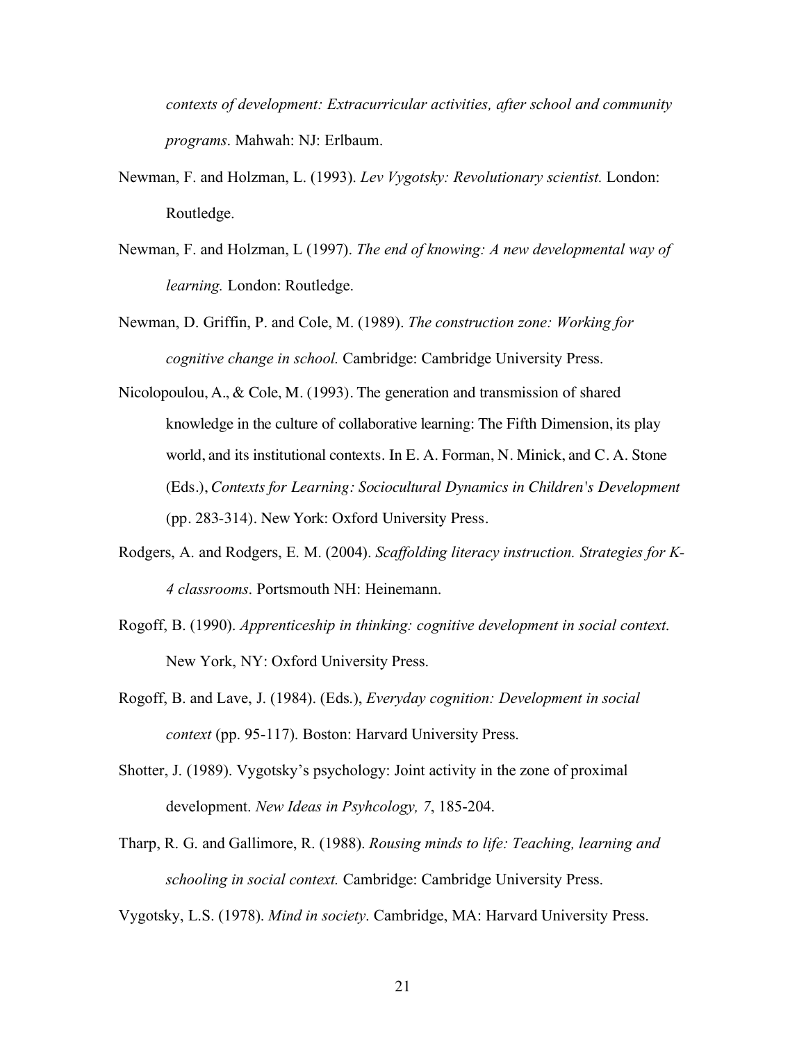*contexts of development: Extracurricular activities, after school and community programs*. Mahwah: NJ: Erlbaum.

Newman, F. and Holzman, L. (1993). *Lev Vygotsky: Revolutionary scientist.* London: Routledge.

Newman, F. and Holzman, L (1997). *The end of knowing: A new developmental way of learning.* London: Routledge.

Newman, D. Griffin, P. and Cole, M. (1989). *The construction zone: Working for cognitive change in school.* Cambridge: Cambridge University Press.

Nicolopoulou, A., & Cole, M. (1993). The generation and transmission of shared knowledge in the culture of collaborative learning: The Fifth Dimension, its play world, and its institutional contexts. In E. A. Forman, N. Minick, and C. A. Stone (Eds.), *Contexts for Learning: Sociocultural Dynamics in Children's Development* (pp. 283-314). New York: Oxford University Press.

Rodgers, A. and Rodgers, E. M. (2004). *Scaffolding literacy instruction. Strategies for K-4 classrooms*. Portsmouth NH: Heinemann.

Rogoff, B. (1990). *Apprenticeship in thinking: cognitive development in social context.* New York, NY: Oxford University Press.

Rogoff, B. and Lave, J. (1984). (Eds.), *Everyday cognition: Development in social context* (pp. 95-117). Boston: Harvard University Press.

Shotter, J. (1989). Vygotsky's psychology: Joint activity in the zone of proximal development. *New Ideas in Psyhcology, 7*, 185-204.

Tharp, R. G. and Gallimore, R. (1988). *Rousing minds to life: Teaching, learning and schooling in social context.* Cambridge: Cambridge University Press.

Vygotsky, L.S. (1978). *Mind in society*. Cambridge, MA: Harvard University Press.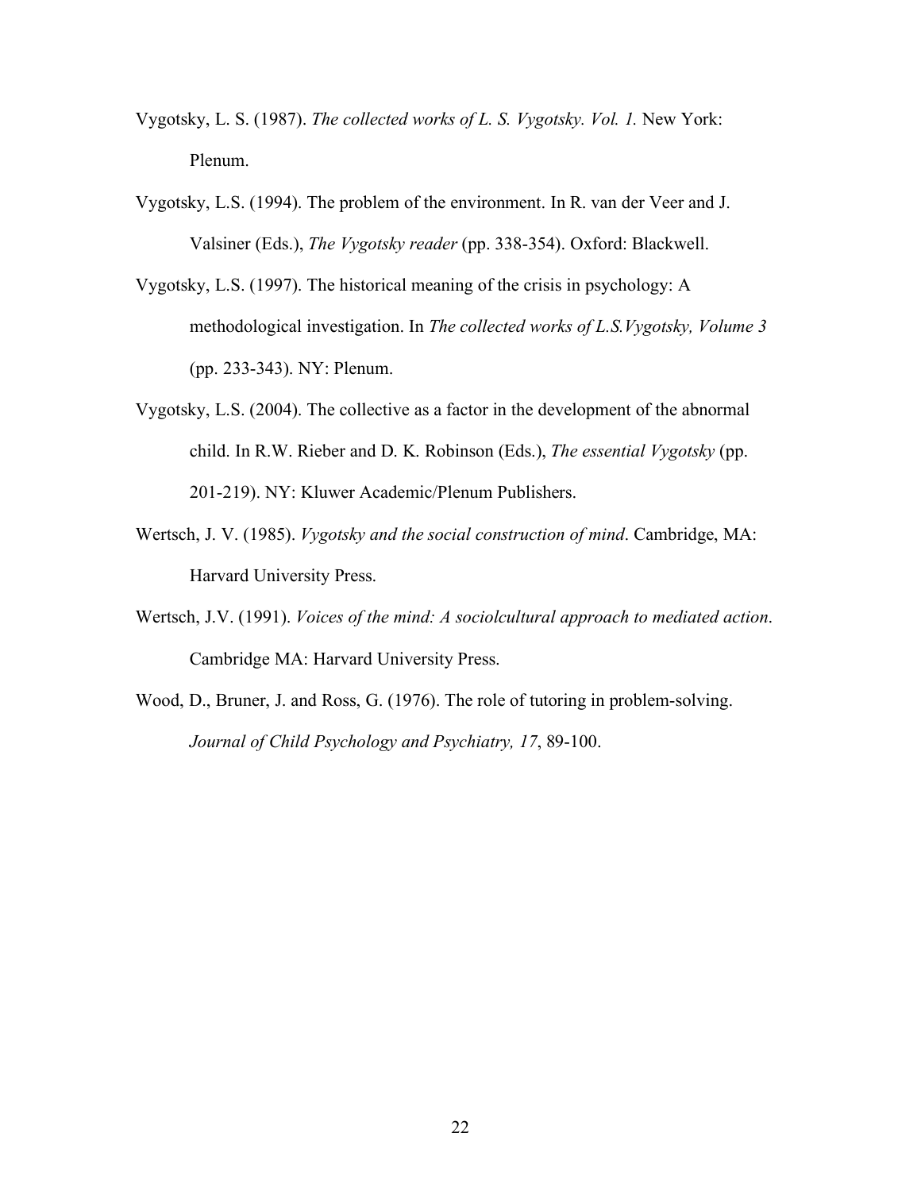Vygotsky, L. S. (1987). *The collected works of L. S. Vygotsky. Vol. 1.* New York: Plenum.

Vygotsky, L.S. (1994). The problem of the environment. In R. van der Veer and J. Valsiner (Eds.), *The Vygotsky reader* (pp. 338-354). Oxford: Blackwell.

Vygotsky, L.S. (1997). The historical meaning of the crisis in psychology: A methodological investigation. In *The collected works of L.S.Vygotsky, Volume 3* (pp. 233-343). NY: Plenum.

Vygotsky, L.S. (2004). The collective as a factor in the development of the abnormal child. In R.W. Rieber and D. K. Robinson (Eds.), *The essential Vygotsky* (pp. 201-219). NY: Kluwer Academic/Plenum Publishers.

Wertsch, J. V. (1985). *Vygotsky and the social construction of mind*. Cambridge, MA: Harvard University Press.

Wertsch, J.V. (1991). *Voices of the mind: A sociolcultural approach to mediated action*. Cambridge MA: Harvard University Press.

Wood, D., Bruner, J. and Ross, G. (1976). The role of tutoring in problem-solving. *Journal of Child Psychology and Psychiatry, 17*, 89-100.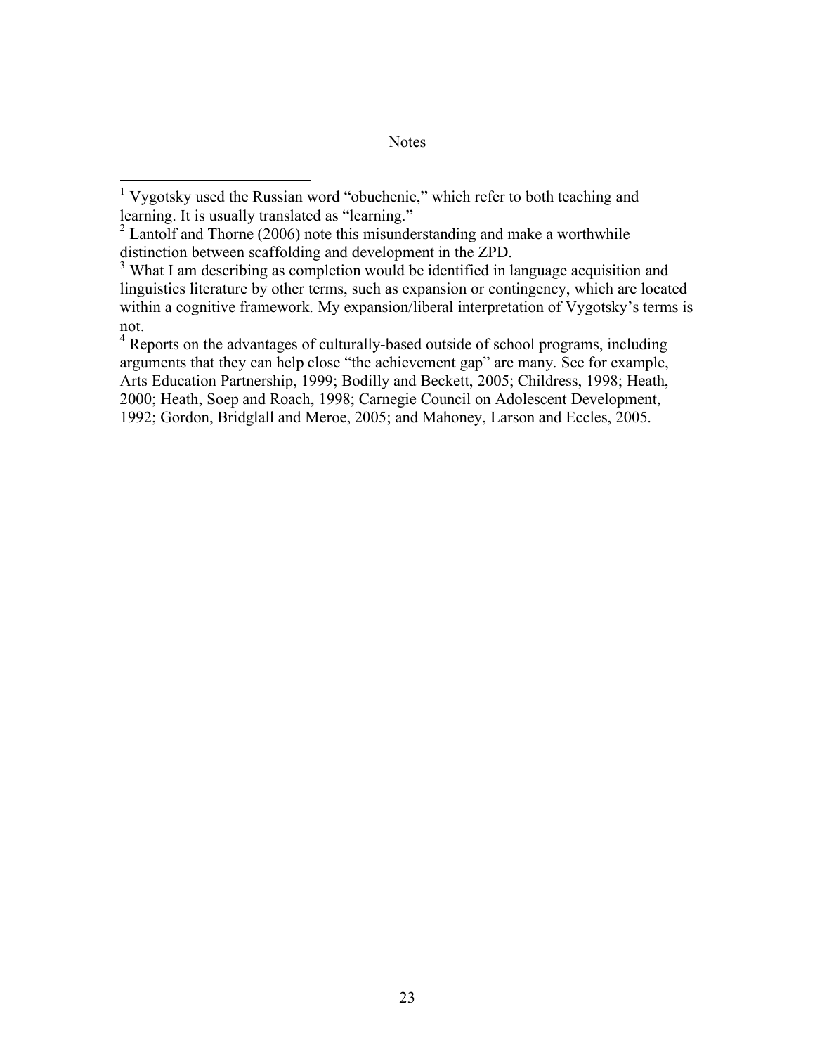# Notes

[1] Vygotsky used the Russian word "obuchenie," which refer to both teaching and learning. It is usually translated as "learning."

[2] Lantolf and Thorne (2006) note this misunderstanding and make a worthwhile distinction between scaffolding and development in the ZPD.

[3] What I am describing as completion would be identified in language acquisition and linguistics literature by other terms, such as expansion or contingency, which are located within a cognitive framework. My expansion/liberal interpretation of Vygotsky's terms is not.

[4] Reports on the advantages of culturally-based outside of school programs, including arguments that they can help close "the achievement gap" are many. See for example, Arts Education Partnership, 1999; Bodilly and Beckett, 2005; Childress, 1998; Heath, 2000; Heath, Soep and Roach, 1998; Carnegie Council on Adolescent Development, 1992; Gordon, Bridglall and Meroe, 2005; and Mahoney, Larson and Eccles, 2005.